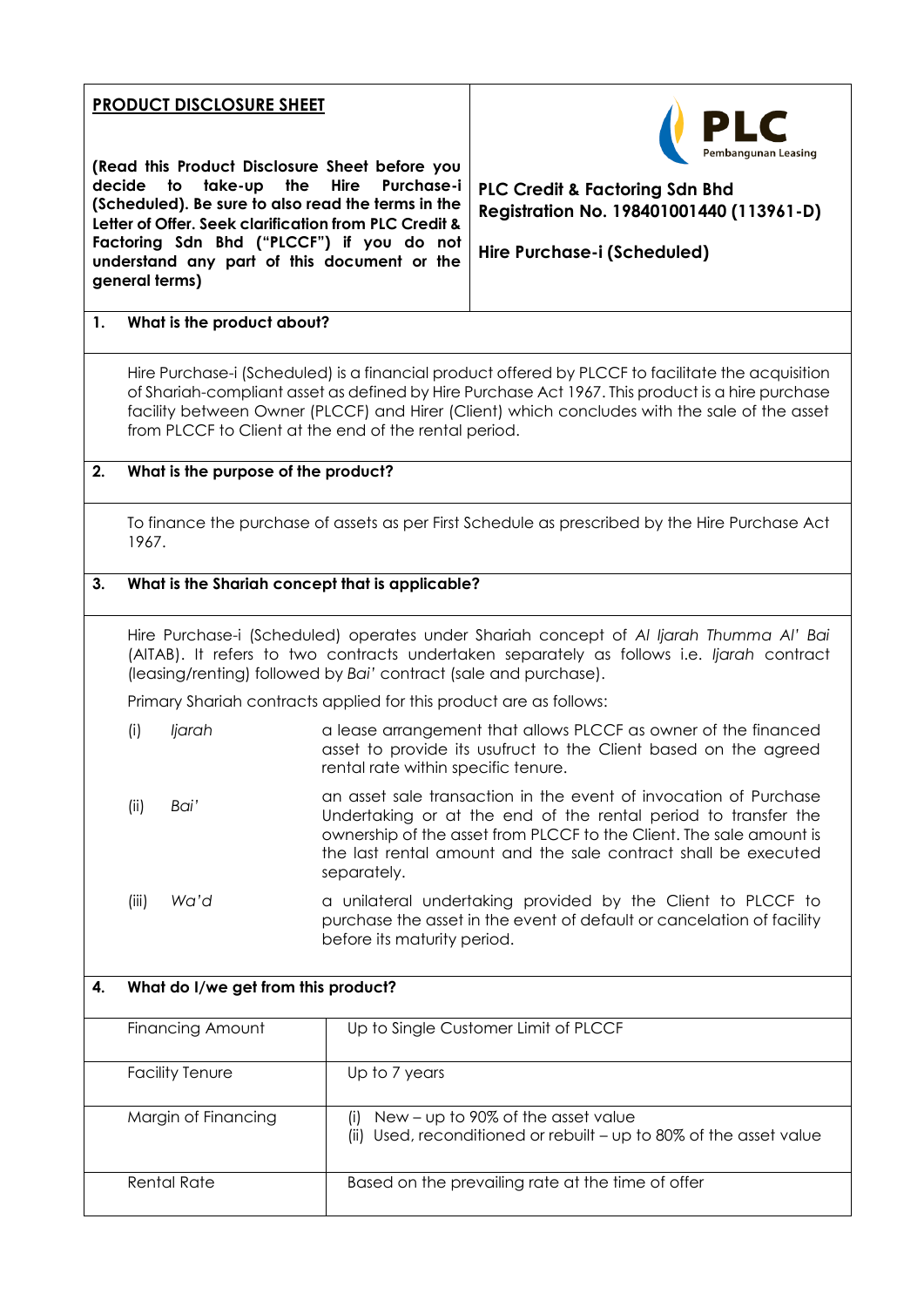## PRODUCT DISCLOSURE SHEET

**(Read this Product Disclosure Sheet before you decide to take-up the Hire Purchase-i (Scheduled). Be sure to also read the terms in the Letter of Offer. Seek clarification from PLC Credit & Factoring Sdn Bhd ("PLCCF") if you do not understand any part of this document or the general terms)**

**PLC Credit & Factoring Sdn Bhd**
**Registration No. 198401001440 (113961-D)**

**Hire Purchase-i (Scheduled)**

### 1. What is the product about?

Hire Purchase-i (Scheduled) is a financial product offered by PLCCF to facilitate the acquisition of Shariah-compliant asset as defined by Hire Purchase Act 1967. This product is a hire purchase facility between Owner (PLCCF) and Hirer (Client) which concludes with the sale of the asset from PLCCF to Client at the end of the rental period.

### 2. What is the purpose of the product?

To finance the purchase of assets as per First Schedule as prescribed by the Hire Purchase Act 1967.

### 3. What is the Shariah concept that is applicable?

Hire Purchase-i (Scheduled) operates under Shariah concept of *Al Ijarah Thumma Al' Bai* (AITAB). It refers to two contracts undertaken separately as follows i.e. *Ijarah* contract (leasing/renting) followed by *Bai'* contract (sale and purchase).

Primary Shariah contracts applied for this product are as follows:

| | | |
|---|---|---|
| (i) | *Ijarah* | a lease arrangement that allows PLCCF as owner of the financed asset to provide its usufruct to the Client based on the agreed rental rate within specific tenure. |
| (ii) | *Bai'* | an asset sale transaction in the event of invocation of Purchase Undertaking or at the end of the rental period to transfer the ownership of the asset from PLCCF to the Client. The sale amount is the last rental amount and the sale contract shall be executed separately. |
| (iii) | *Wa'd* | a unilateral undertaking provided by the Client to PLCCF to purchase the asset in the event of default or cancelation of facility before its maturity period. |

### 4. What do I/we get from this product?

| | |
|---|---|
| Financing Amount | Up to Single Customer Limit of PLCCF |
| Facility Tenure | Up to 7 years |
| Margin of Financing | (i) New – up to 90% of the asset value<br>(ii) Used, reconditioned or rebuilt – up to 80% of the asset value |
| Rental Rate | Based on the prevailing rate at the time of offer |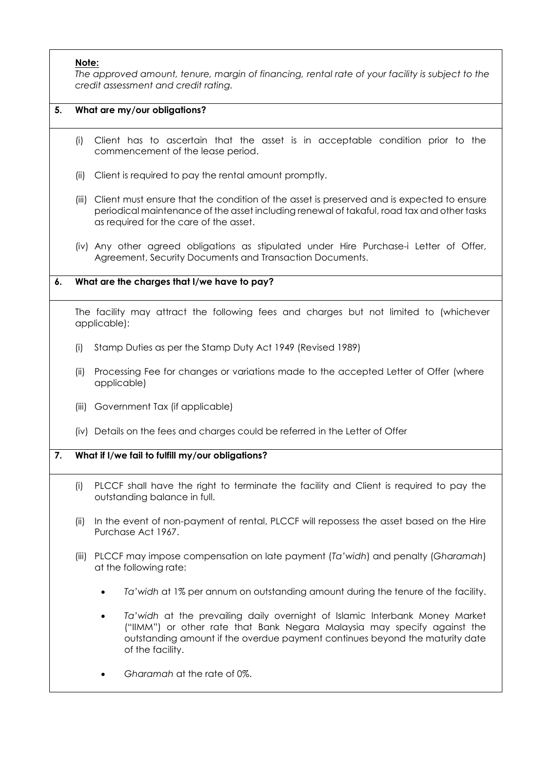**Note:**

*The approved amount, tenure, margin of financing, rental rate of your facility is subject to the credit assessment and credit rating.*

**5. What are my/our obligations?**

(i) Client has to ascertain that the asset is in acceptable condition prior to the commencement of the lease period.

(ii) Client is required to pay the rental amount promptly.

(iii) Client must ensure that the condition of the asset is preserved and is expected to ensure periodical maintenance of the asset including renewal of takaful, road tax and other tasks as required for the care of the asset.

(iv) Any other agreed obligations as stipulated under Hire Purchase-i Letter of Offer, Agreement, Security Documents and Transaction Documents.

**6. What are the charges that I/we have to pay?**

The facility may attract the following fees and charges but not limited to (whichever applicable):

(i) Stamp Duties as per the Stamp Duty Act 1949 (Revised 1989)

(ii) Processing Fee for changes or variations made to the accepted Letter of Offer (where applicable)

(iii) Government Tax (if applicable)

(iv) Details on the fees and charges could be referred in the Letter of Offer

**7. What if I/we fail to fulfill my/our obligations?**

(i) PLCCF shall have the right to terminate the facility and Client is required to pay the outstanding balance in full.

(ii) In the event of non-payment of rental, PLCCF will repossess the asset based on the Hire Purchase Act 1967.

(iii) PLCCF may impose compensation on late payment (*Ta'widh*) and penalty (*Gharamah*) at the following rate:

- *Ta'widh* at 1% per annum on outstanding amount during the tenure of the facility.
- *Ta'widh* at the prevailing daily overnight of Islamic Interbank Money Market ("IIMM") or other rate that Bank Negara Malaysia may specify against the outstanding amount if the overdue payment continues beyond the maturity date of the facility.
- *Gharamah* at the rate of 0%.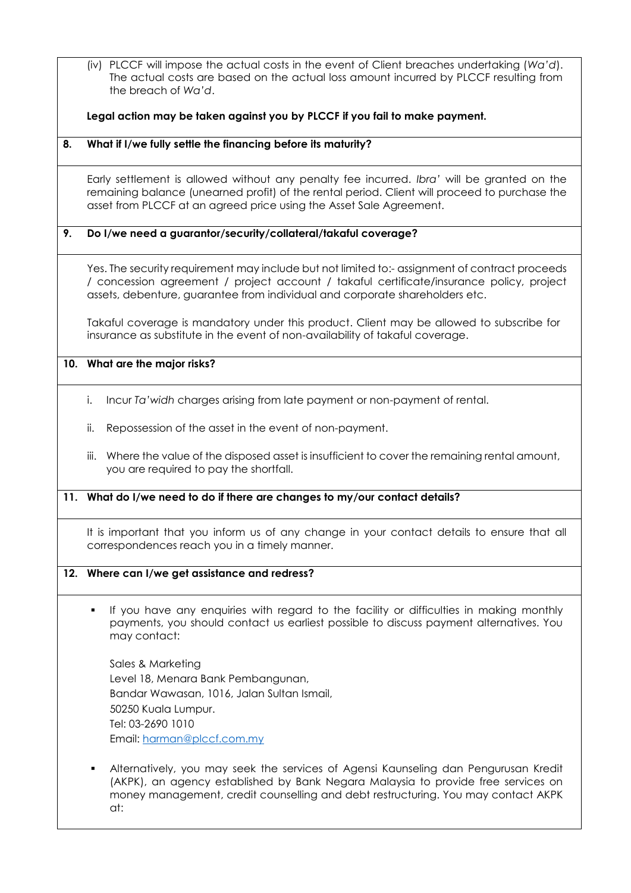(iv) PLCCF will impose the actual costs in the event of Client breaches undertaking (*Wa'd*). The actual costs are based on the actual loss amount incurred by PLCCF resulting from the breach of *Wa'd*.

**Legal action may be taken against you by PLCCF if you fail to make payment.**

### 8. What if I/we fully settle the financing before its maturity?

Early settlement is allowed without any penalty fee incurred. *Ibra'* will be granted on the remaining balance (unearned profit) of the rental period. Client will proceed to purchase the asset from PLCCF at an agreed price using the Asset Sale Agreement.

### 9. Do I/we need a guarantor/security/collateral/takaful coverage?

Yes. The security requirement may include but not limited to:- assignment of contract proceeds / concession agreement / project account / takaful certificate/insurance policy, project assets, debenture, guarantee from individual and corporate shareholders etc.

Takaful coverage is mandatory under this product. Client may be allowed to subscribe for insurance as substitute in the event of non-availability of takaful coverage.

### 10. What are the major risks?

i. Incur *Ta'widh* charges arising from late payment or non-payment of rental.

ii. Repossession of the asset in the event of non-payment.

iii. Where the value of the disposed asset is insufficient to cover the remaining rental amount, you are required to pay the shortfall.

### 11. What do I/we need to do if there are changes to my/our contact details?

It is important that you inform us of any change in your contact details to ensure that all correspondences reach you in a timely manner.

### 12. Where can I/we get assistance and redress?

- If you have any enquiries with regard to the facility or difficulties in making monthly payments, you should contact us earliest possible to discuss payment alternatives. You may contact:

  Sales & Marketing
  Level 18, Menara Bank Pembangunan,
  Bandar Wawasan, 1016, Jalan Sultan Ismail,
  50250 Kuala Lumpur.
  Tel: 03-2690 1010
  Email: harman@plccf.com.my

- Alternatively, you may seek the services of Agensi Kaunseling dan Pengurusan Kredit (AKPK), an agency established by Bank Negara Malaysia to provide free services on money management, credit counselling and debt restructuring. You may contact AKPK at: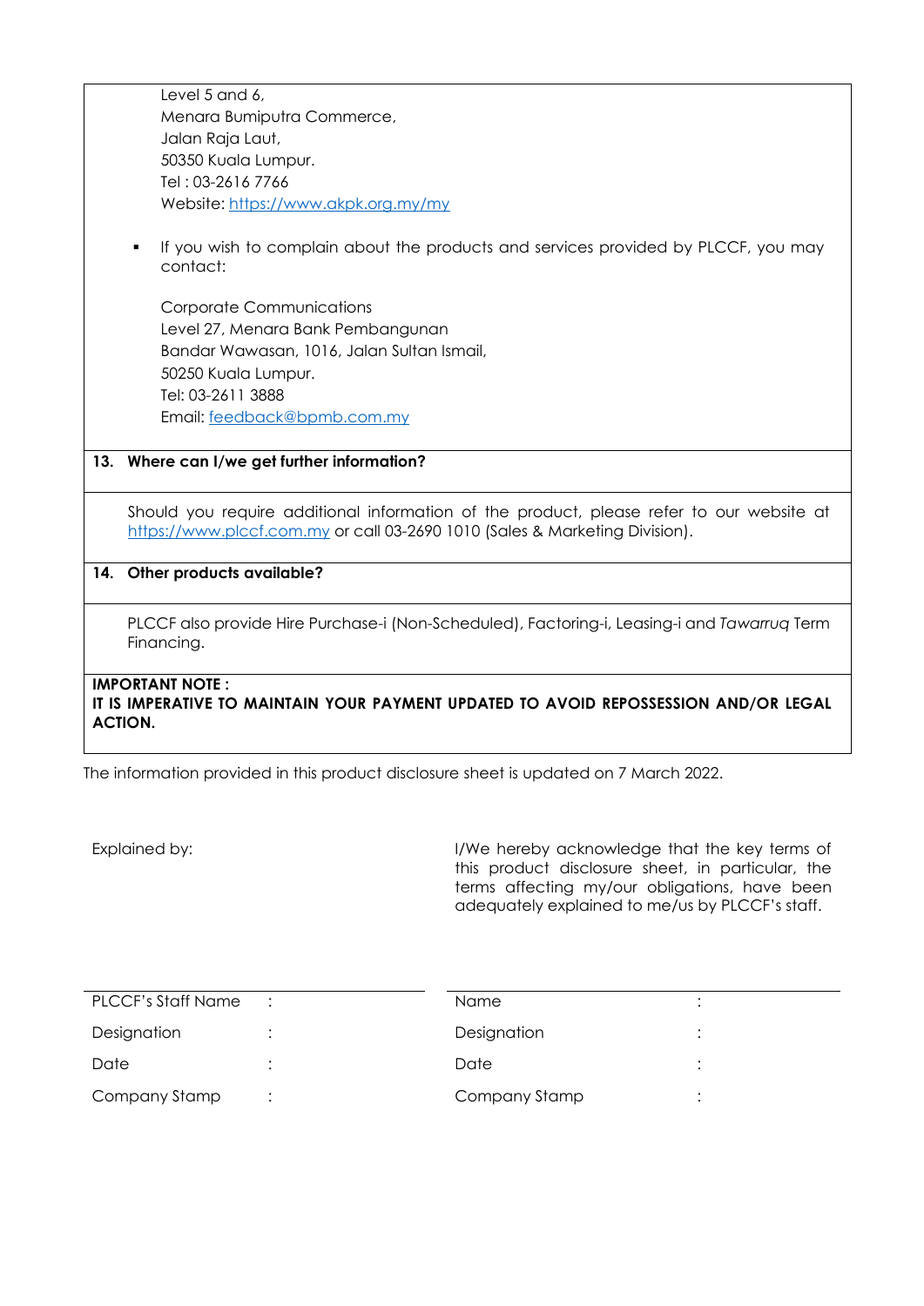Level 5 and 6,
Menara Bumiputra Commerce,
Jalan Raja Laut,
50350 Kuala Lumpur.
Tel : 03-2616 7766
Website: https://www.akpk.org.my/my

- If you wish to complain about the products and services provided by PLCCF, you may contact:

  Corporate Communications
  Level 27, Menara Bank Pembangunan
  Bandar Wawasan, 1016, Jalan Sultan Ismail,
  50250 Kuala Lumpur.
  Tel: 03-2611 3888
  Email: feedback@bpmb.com.my

**13. Where can I/we get further information?**

Should you require additional information of the product, please refer to our website at https://www.plccf.com.my or call 03-2690 1010 (Sales & Marketing Division).

**14. Other products available?**

PLCCF also provide Hire Purchase-i (Non-Scheduled), Factoring-i, Leasing-i and *Tawarruq* Term Financing.

**IMPORTANT NOTE :**
**IT IS IMPERATIVE TO MAINTAIN YOUR PAYMENT UPDATED TO AVOID REPOSSESSION AND/OR LEGAL ACTION.**

The information provided in this product disclosure sheet is updated on 7 March 2022.

Explained by:

I/We hereby acknowledge that the key terms of this product disclosure sheet, in particular, the terms affecting my/our obligations, have been adequately explained to me/us by PLCCF's staff.

| | | | |
|---|---|---|---|
| PLCCF's Staff Name | : | Name | : |
| Designation | : | Designation | : |
| Date | : | Date | : |
| Company Stamp | : | Company Stamp | : |